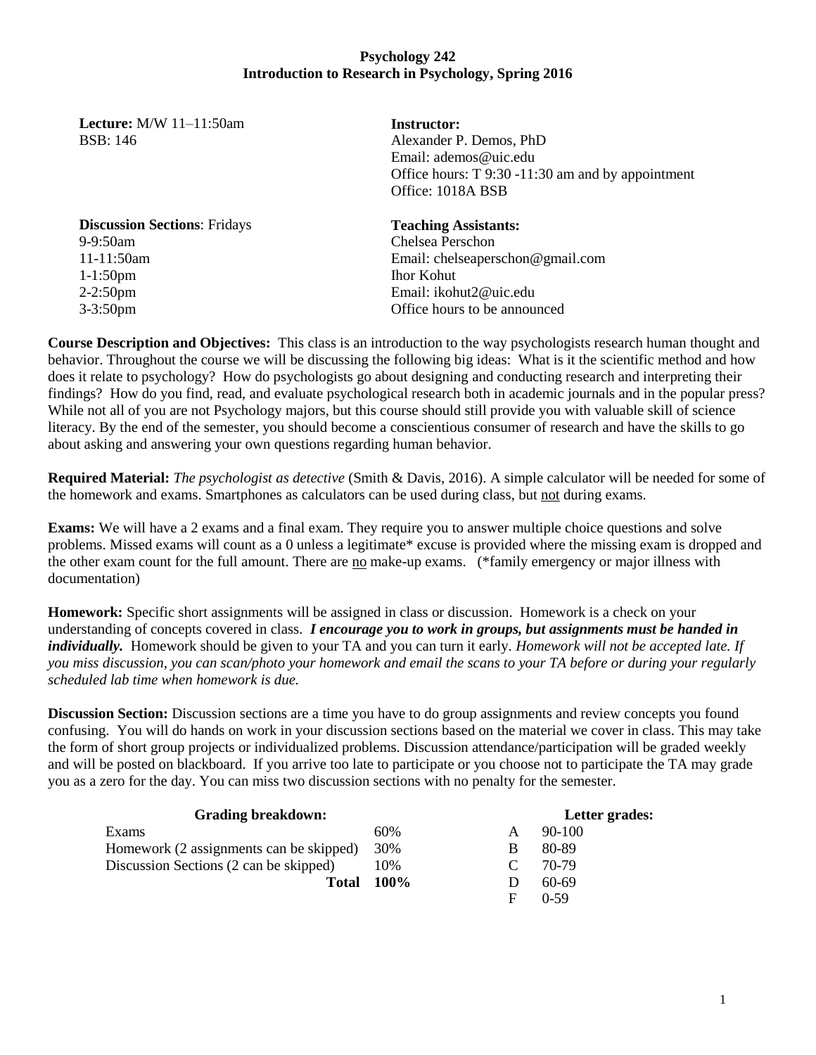# Psychology 242
## Introduction to Research in Psychology, Spring 2016

**Lecture:** M/W 11–11:50am
BSB: 146

**Instructor:**
Alexander P. Demos, PhD
Email: ademos@uic.edu
Office hours: T 9:30 -11:30 am and by appointment
Office: 1018A BSB

**Discussion Sections**: Fridays
9-9:50am
11-11:50am
1-1:50pm
2-2:50pm
3-3:50pm

**Teaching Assistants:**
Chelsea Perschon
Email: chelseaperschon@gmail.com
Ihor Kohut
Email: ikohut2@uic.edu
Office hours to be announced

**Course Description and Objectives:** This class is an introduction to the way psychologists research human thought and behavior. Throughout the course we will be discussing the following big ideas: What is it the scientific method and how does it relate to psychology? How do psychologists go about designing and conducting research and interpreting their findings? How do you find, read, and evaluate psychological research both in academic journals and in the popular press? While not all of you are not Psychology majors, but this course should still provide you with valuable skill of science literacy. By the end of the semester, you should become a conscientious consumer of research and have the skills to go about asking and answering your own questions regarding human behavior.

**Required Material:** *The psychologist as detective* (Smith & Davis, 2016). A simple calculator will be needed for some of the homework and exams. Smartphones as calculators can be used during class, but not during exams.

**Exams:** We will have a 2 exams and a final exam. They require you to answer multiple choice questions and solve problems. Missed exams will count as a 0 unless a legitimate* excuse is provided where the missing exam is dropped and the other exam count for the full amount. There are no make-up exams. (*family emergency or major illness with documentation)

**Homework:** Specific short assignments will be assigned in class or discussion. Homework is a check on your understanding of concepts covered in class. ***I encourage you to work in groups, but assignments must be handed in individually.*** Homework should be given to your TA and you can turn it early. *Homework will not be accepted late. If you miss discussion, you can scan/photo your homework and email the scans to your TA before or during your regularly scheduled lab time when homework is due.*

**Discussion Section:** Discussion sections are a time you have to do group assignments and review concepts you found confusing. You will do hands on work in your discussion sections based on the material we cover in class. This may take the form of short group projects or individualized problems. Discussion attendance/participation will be graded weekly and will be posted on blackboard. If you arrive too late to participate or you choose not to participate the TA may grade you as a zero for the day. You can miss two discussion sections with no penalty for the semester.

| Grading breakdown: | |
|---|---|
| Exams | 60% |
| Homework (2 assignments can be skipped) | 30% |
| Discussion Sections (2 can be skipped) | 10% |
| **Total** | **100%** |

| Letter grades: | |
|---|---|
| A | 90-100 |
| B | 80-89 |
| C | 70-79 |
| D | 60-69 |
| F | 0-59 |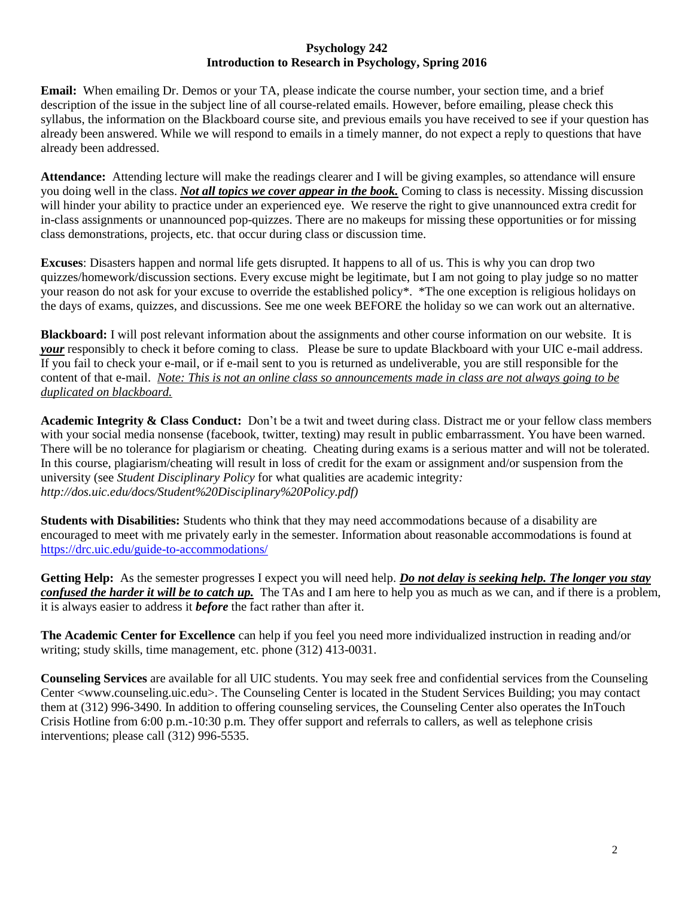**Psychology 242**
**Introduction to Research in Psychology, Spring 2016**

**Email:** When emailing Dr. Demos or your TA, please indicate the course number, your section time, and a brief description of the issue in the subject line of all course-related emails. However, before emailing, please check this syllabus, the information on the Blackboard course site, and previous emails you have received to see if your question has already been answered. While we will respond to emails in a timely manner, do not expect a reply to questions that have already been addressed.

**Attendance:** Attending lecture will make the readings clearer and I will be giving examples, so attendance will ensure you doing well in the class. ***Not all topics we cover appear in the book.*** Coming to class is necessity. Missing discussion will hinder your ability to practice under an experienced eye. We reserve the right to give unannounced extra credit for in-class assignments or unannounced pop-quizzes. There are no makeups for missing these opportunities or for missing class demonstrations, projects, etc. that occur during class or discussion time.

**Excuses**: Disasters happen and normal life gets disrupted. It happens to all of us. This is why you can drop two quizzes/homework/discussion sections. Every excuse might be legitimate, but I am not going to play judge so no matter your reason do not ask for your excuse to override the established policy*. *The one exception is religious holidays on the days of exams, quizzes, and discussions. See me one week BEFORE the holiday so we can work out an alternative.

**Blackboard:** I will post relevant information about the assignments and other course information on our website. It is ***your*** responsibly to check it before coming to class. Please be sure to update Blackboard with your UIC e-mail address. If you fail to check your e-mail, or if e-mail sent to you is returned as undeliverable, you are still responsible for the content of that e-mail. *Note: This is not an online class so announcements made in class are not always going to be duplicated on blackboard.*

**Academic Integrity & Class Conduct:** Don't be a twit and tweet during class. Distract me or your fellow class members with your social media nonsense (facebook, twitter, texting) may result in public embarrassment. You have been warned. There will be no tolerance for plagiarism or cheating. Cheating during exams is a serious matter and will not be tolerated. In this course, plagiarism/cheating will result in loss of credit for the exam or assignment and/or suspension from the university (see *Student Disciplinary Policy* for what qualities are academic integrity*: http://dos.uic.edu/docs/Student%20Disciplinary%20Policy.pdf)*

**Students with Disabilities:** Students who think that they may need accommodations because of a disability are encouraged to meet with me privately early in the semester. Information about reasonable accommodations is found at https://drc.uic.edu/guide-to-accommodations/

**Getting Help:** As the semester progresses I expect you will need help. ***Do not delay is seeking help. The longer you stay confused the harder it will be to catch up.*** The TAs and I am here to help you as much as we can, and if there is a problem, it is always easier to address it ***before*** the fact rather than after it.

**The Academic Center for Excellence** can help if you feel you need more individualized instruction in reading and/or writing; study skills, time management, etc. phone (312) 413-0031.

**Counseling Services** are available for all UIC students. You may seek free and confidential services from the Counseling Center <www.counseling.uic.edu>. The Counseling Center is located in the Student Services Building; you may contact them at (312) 996-3490. In addition to offering counseling services, the Counseling Center also operates the InTouch Crisis Hotline from 6:00 p.m.-10:30 p.m. They offer support and referrals to callers, as well as telephone crisis interventions; please call (312) 996-5535.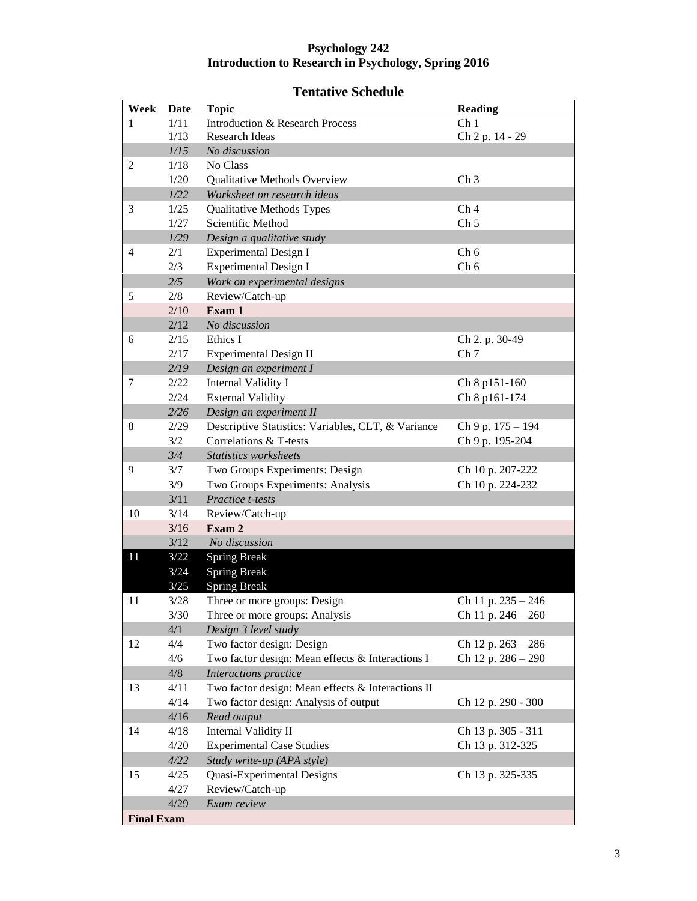**Psychology 242**
**Introduction to Research in Psychology, Spring 2016**

## Tentative Schedule

| Week | Date | Topic | Reading |
|---|---|---|---|
| 1 | 1/11 | Introduction & Research Process | Ch 1 |
| | 1/13 | Research Ideas | Ch 2 p. 14 - 29 |
| | *1/15* | *No discussion* | |
| 2 | 1/18 | No Class | |
| | 1/20 | Qualitative Methods Overview | Ch 3 |
| | *1/22* | *Worksheet on research ideas* | |
| 3 | 1/25 | Qualitative Methods Types | Ch 4 |
| | 1/27 | Scientific Method | Ch 5 |
| | *1/29* | *Design a qualitative study* | |
| 4 | 2/1 | Experimental Design I | Ch 6 |
| | 2/3 | Experimental Design I | Ch 6 |
| | *2/5* | *Work on experimental designs* | |
| 5 | 2/8 | Review/Catch-up | |
| | 2/10 | **Exam 1** | |
| | 2/12 | *No discussion* | |
| 6 | 2/15 | Ethics I | Ch 2. p. 30-49 |
| | 2/17 | Experimental Design II | Ch 7 |
| | *2/19* | *Design an experiment I* | |
| 7 | 2/22 | Internal Validity I | Ch 8 p151-160 |
| | 2/24 | External Validity | Ch 8 p161-174 |
| | *2/26* | *Design an experiment II* | |
| 8 | 2/29 | Descriptive Statistics: Variables, CLT, & Variance | Ch 9 p. 175 – 194 |
| | 3/2 | Correlations & T-tests | Ch 9 p. 195-204 |
| | *3/4* | *Statistics worksheets* | |
| 9 | 3/7 | Two Groups Experiments: Design | Ch 10 p. 207-222 |
| | 3/9 | Two Groups Experiments: Analysis | Ch 10 p. 224-232 |
| | 3/11 | *Practice t-tests* | |
| 10 | 3/14 | Review/Catch-up | |
| | 3/16 | **Exam 2** | |
| | 3/12 | *No discussion* | |
| 11 | 3/22 | Spring Break | |
| | 3/24 | Spring Break | |
| | 3/25 | Spring Break | |
| 11 | 3/28 | Three or more groups: Design | Ch 11 p. 235 – 246 |
| | 3/30 | Three or more groups: Analysis | Ch 11 p. 246 – 260 |
| | 4/1 | *Design 3 level study* | |
| 12 | 4/4 | Two factor design: Design | Ch 12 p. 263 – 286 |
| | 4/6 | Two factor design: Mean effects & Interactions I | Ch 12 p. 286 – 290 |
| | 4/8 | *Interactions practice* | |
| 13 | 4/11 | Two factor design: Mean effects & Interactions II | |
| | 4/14 | Two factor design: Analysis of output | Ch 12 p. 290 - 300 |
| | 4/16 | *Read output* | |
| 14 | 4/18 | Internal Validity II | Ch 13 p. 305 - 311 |
| | 4/20 | Experimental Case Studies | Ch 13 p. 312-325 |
| | *4/22* | *Study write-up (APA style)* | |
| 15 | 4/25 | Quasi-Experimental Designs | Ch 13 p. 325-335 |
| | 4/27 | Review/Catch-up | |
| | 4/29 | *Exam review* | |
| **Final Exam** | | | |